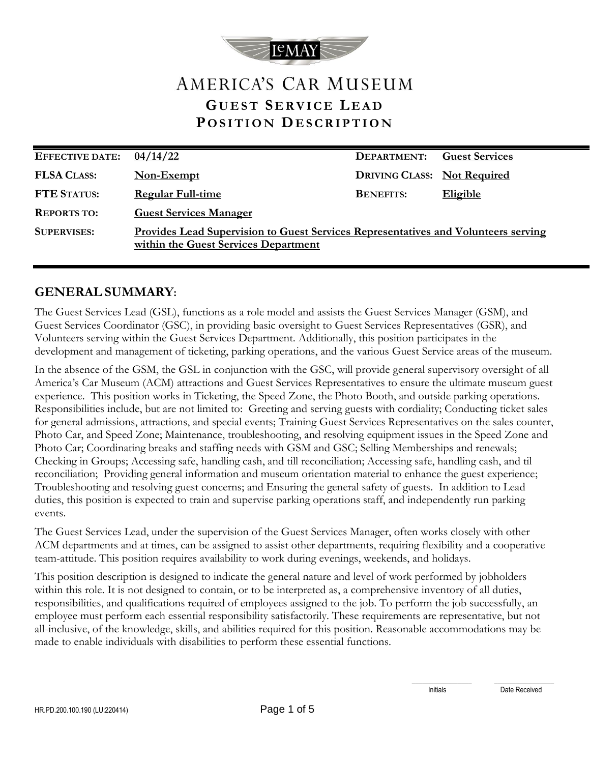# AMERICA'S CAR MUSEUM

## GUEST SERVICE LEAD
## POSITION DESCRIPTION

| | | | |
|---|---|---|---|
| **EFFECTIVE DATE:** | **04/14/22** | **DEPARTMENT:** | **Guest Services** |
| **FLSA CLASS:** | **Non-Exempt** | **DRIVING CLASS:** | **Not Required** |
| **FTE STATUS:** | **Regular Full-time** | **BENEFITS:** | **Eligible** |
| **REPORTS TO:** | **Guest Services Manager** | | |
| **SUPERVISES:** | **Provides Lead Supervision to Guest Services Representatives and Volunteers serving within the Guest Services Department** | | |

## GENERAL SUMMARY:

The Guest Services Lead (GSL), functions as a role model and assists the Guest Services Manager (GSM), and Guest Services Coordinator (GSC), in providing basic oversight to Guest Services Representatives (GSR), and Volunteers serving within the Guest Services Department. Additionally, this position participates in the development and management of ticketing, parking operations, and the various Guest Service areas of the museum.

In the absence of the GSM, the GSL in conjunction with the GSC, will provide general supervisory oversight of all America's Car Museum (ACM) attractions and Guest Services Representatives to ensure the ultimate museum guest experience. This position works in Ticketing, the Speed Zone, the Photo Booth, and outside parking operations. Responsibilities include, but are not limited to: Greeting and serving guests with cordiality; Conducting ticket sales for general admissions, attractions, and special events; Training Guest Services Representatives on the sales counter, Photo Car, and Speed Zone; Maintenance, troubleshooting, and resolving equipment issues in the Speed Zone and Photo Car; Coordinating breaks and staffing needs with GSM and GSC; Selling Memberships and renewals; Checking in Groups; Accessing safe, handling cash, and till reconciliation; Accessing safe, handling cash, and til reconciliation; Providing general information and museum orientation material to enhance the guest experience; Troubleshooting and resolving guest concerns; and Ensuring the general safety of guests. In addition to Lead duties, this position is expected to train and supervise parking operations staff, and independently run parking events.

The Guest Services Lead, under the supervision of the Guest Services Manager, often works closely with other ACM departments and at times, can be assigned to assist other departments, requiring flexibility and a cooperative team-attitude. This position requires availability to work during evenings, weekends, and holidays.

This position description is designed to indicate the general nature and level of work performed by jobholders within this role. It is not designed to contain, or to be interpreted as, a comprehensive inventory of all duties, responsibilities, and qualifications required of employees assigned to the job. To perform the job successfully, an employee must perform each essential responsibility satisfactorily. These requirements are representative, but not all-inclusive, of the knowledge, skills, and abilities required for this position. Reasonable accommodations may be made to enable individuals with disabilities to perform these essential functions.

Initials &nbsp;&nbsp;&nbsp;&nbsp; Date Received

HR.PD.200.100.190 (LU:220414)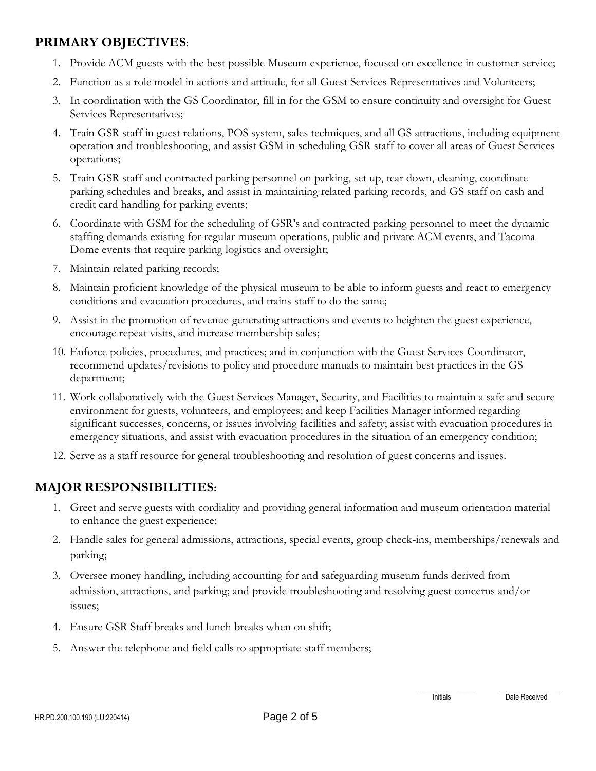## PRIMARY OBJECTIVES:

1. Provide ACM guests with the best possible Museum experience, focused on excellence in customer service;
2. Function as a role model in actions and attitude, for all Guest Services Representatives and Volunteers;
3. In coordination with the GS Coordinator, fill in for the GSM to ensure continuity and oversight for Guest Services Representatives;
4. Train GSR staff in guest relations, POS system, sales techniques, and all GS attractions, including equipment operation and troubleshooting, and assist GSM in scheduling GSR staff to cover all areas of Guest Services operations;
5. Train GSR staff and contracted parking personnel on parking, set up, tear down, cleaning, coordinate parking schedules and breaks, and assist in maintaining related parking records, and GS staff on cash and credit card handling for parking events;
6. Coordinate with GSM for the scheduling of GSR's and contracted parking personnel to meet the dynamic staffing demands existing for regular museum operations, public and private ACM events, and Tacoma Dome events that require parking logistics and oversight;
7. Maintain related parking records;
8. Maintain proficient knowledge of the physical museum to be able to inform guests and react to emergency conditions and evacuation procedures, and trains staff to do the same;
9. Assist in the promotion of revenue-generating attractions and events to heighten the guest experience, encourage repeat visits, and increase membership sales;
10. Enforce policies, procedures, and practices; and in conjunction with the Guest Services Coordinator, recommend updates/revisions to policy and procedure manuals to maintain best practices in the GS department;
11. Work collaboratively with the Guest Services Manager, Security, and Facilities to maintain a safe and secure environment for guests, volunteers, and employees; and keep Facilities Manager informed regarding significant successes, concerns, or issues involving facilities and safety; assist with evacuation procedures in emergency situations, and assist with evacuation procedures in the situation of an emergency condition;
12. Serve as a staff resource for general troubleshooting and resolution of guest concerns and issues.

## MAJOR RESPONSIBILITIES:

1. Greet and serve guests with cordiality and providing general information and museum orientation material to enhance the guest experience;
2. Handle sales for general admissions, attractions, special events, group check-ins, memberships/renewals and parking;
3. Oversee money handling, including accounting for and safeguarding museum funds derived from admission, attractions, and parking; and provide troubleshooting and resolving guest concerns and/or issues;
4. Ensure GSR Staff breaks and lunch breaks when on shift;
5. Answer the telephone and field calls to appropriate staff members;

Initials　　Date Received

HR.PD.200.100.190 (LU:220414)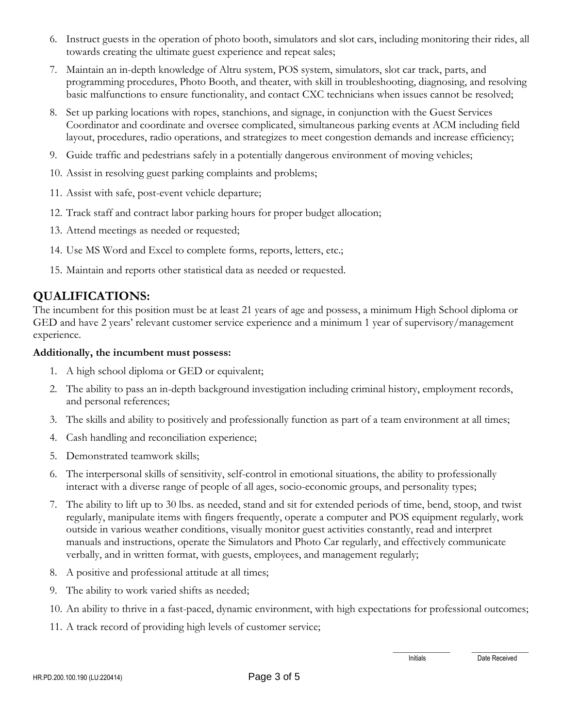6. Instruct guests in the operation of photo booth, simulators and slot cars, including monitoring their rides, all towards creating the ultimate guest experience and repeat sales;
7. Maintain an in-depth knowledge of Altru system, POS system, simulators, slot car track, parts, and programming procedures, Photo Booth, and theater, with skill in troubleshooting, diagnosing, and resolving basic malfunctions to ensure functionality, and contact CXC technicians when issues cannot be resolved;
8. Set up parking locations with ropes, stanchions, and signage, in conjunction with the Guest Services Coordinator and coordinate and oversee complicated, simultaneous parking events at ACM including field layout, procedures, radio operations, and strategizes to meet congestion demands and increase efficiency;
9. Guide traffic and pedestrians safely in a potentially dangerous environment of moving vehicles;
10. Assist in resolving guest parking complaints and problems;
11. Assist with safe, post-event vehicle departure;
12. Track staff and contract labor parking hours for proper budget allocation;
13. Attend meetings as needed or requested;
14. Use MS Word and Excel to complete forms, reports, letters, etc.;
15. Maintain and reports other statistical data as needed or requested.

## QUALIFICATIONS:

The incumbent for this position must be at least 21 years of age and possess, a minimum High School diploma or GED and have 2 years' relevant customer service experience and a minimum 1 year of supervisory/management experience.

**Additionally, the incumbent must possess:**

1. A high school diploma or GED or equivalent;
2. The ability to pass an in-depth background investigation including criminal history, employment records, and personal references;
3. The skills and ability to positively and professionally function as part of a team environment at all times;
4. Cash handling and reconciliation experience;
5. Demonstrated teamwork skills;
6. The interpersonal skills of sensitivity, self-control in emotional situations, the ability to professionally interact with a diverse range of people of all ages, socio-economic groups, and personality types;
7. The ability to lift up to 30 lbs. as needed, stand and sit for extended periods of time, bend, stoop, and twist regularly, manipulate items with fingers frequently, operate a computer and POS equipment regularly, work outside in various weather conditions, visually monitor guest activities constantly, read and interpret manuals and instructions, operate the Simulators and Photo Car regularly, and effectively communicate verbally, and in written format, with guests, employees, and management regularly;
8. A positive and professional attitude at all times;
9. The ability to work varied shifts as needed;
10. An ability to thrive in a fast-paced, dynamic environment, with high expectations for professional outcomes;
11. A track record of providing high levels of customer service;

Initials Date Received

HR.PD.200.100.190 (LU:220414)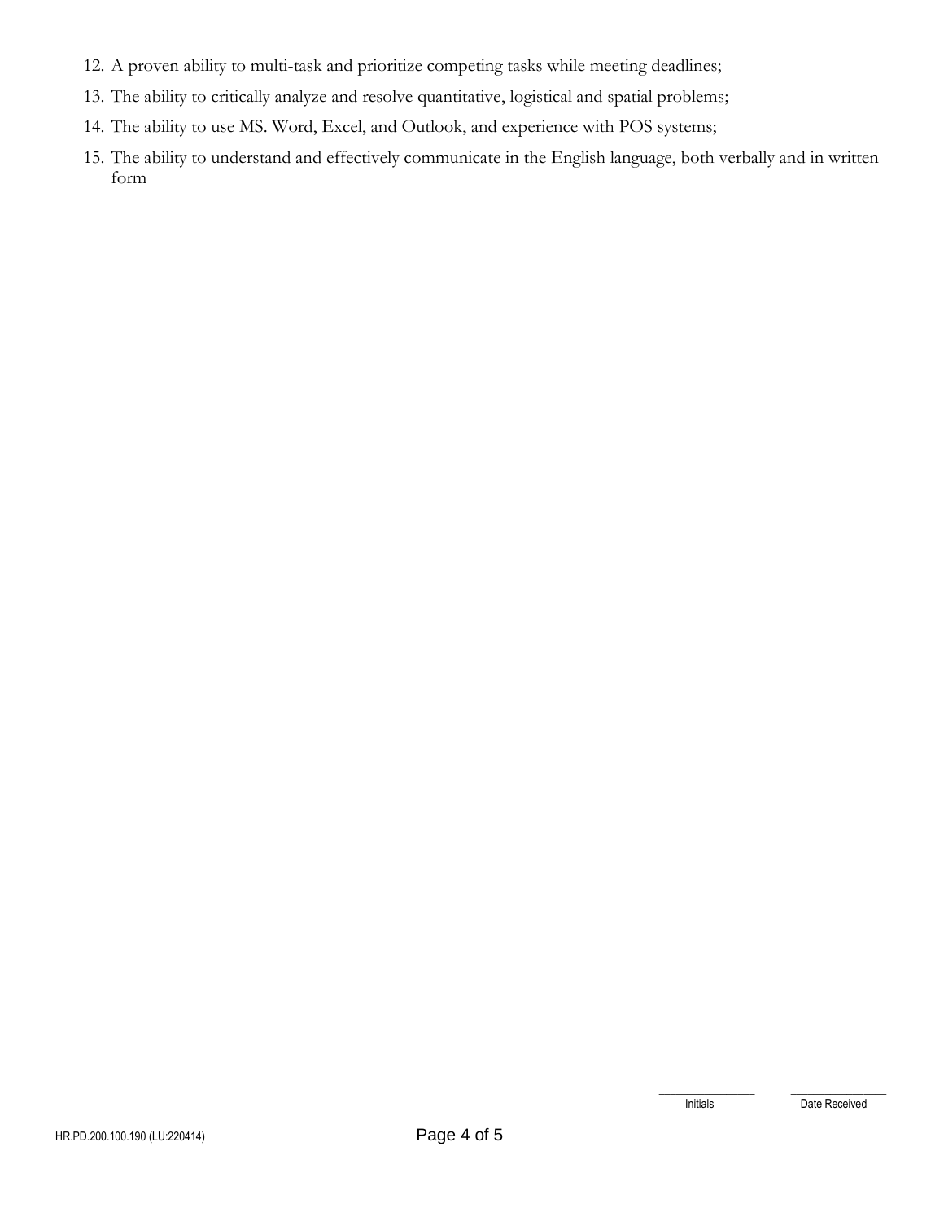12. A proven ability to multi-task and prioritize competing tasks while meeting deadlines;
13. The ability to critically analyze and resolve quantitative, logistical and spatial problems;
14. The ability to use MS. Word, Excel, and Outlook, and experience with POS systems;
15. The ability to understand and effectively communicate in the English language, both verbally and in written form

_______________ _______________
Initials Date Received

HR.PD.200.100.190 (LU:220414)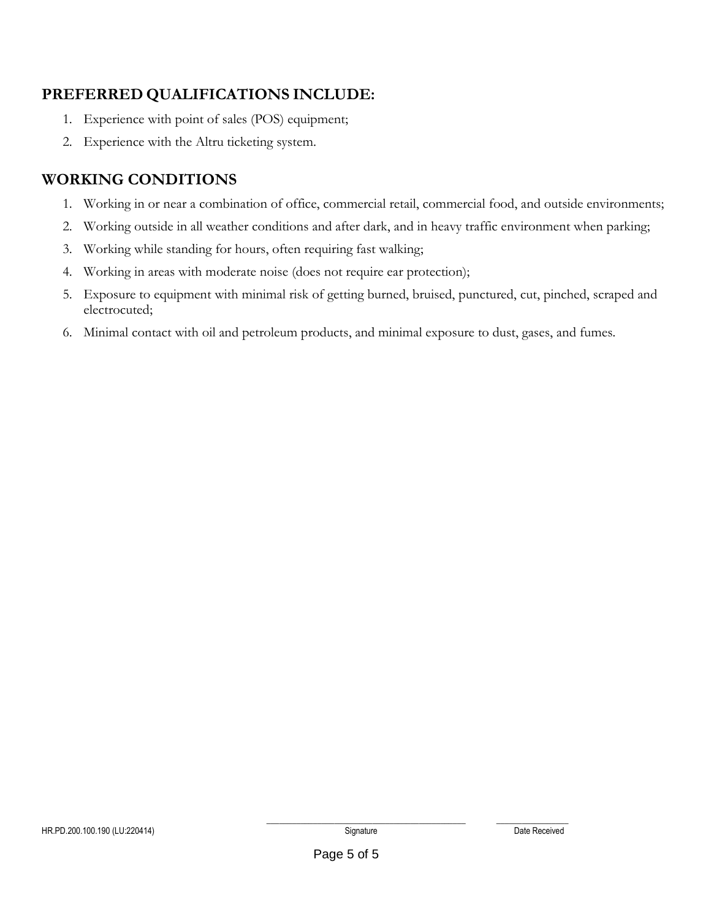## PREFERRED QUALIFICATIONS INCLUDE:

1. Experience with point of sales (POS) equipment;
2. Experience with the Altru ticketing system.

## WORKING CONDITIONS

1. Working in or near a combination of office, commercial retail, commercial food, and outside environments;
2. Working outside in all weather conditions and after dark, and in heavy traffic environment when parking;
3. Working while standing for hours, often requiring fast walking;
4. Working in areas with moderate noise (does not require ear protection);
5. Exposure to equipment with minimal risk of getting burned, bruised, punctured, cut, pinched, scraped and electrocuted;
6. Minimal contact with oil and petroleum products, and minimal exposure to dust, gases, and fumes.

HR.PD.200.100.190 (LU:220414)

\_\_\_\_\_\_\_\_\_\_\_\_\_\_\_\_\_\_\_\_\_\_\_\_\_\_\_\_\_\_\_\_\_\_\_\_\_\_\_\_ Signature

\_\_\_\_\_\_\_\_\_\_\_\_\_\_\_\_ Date Received